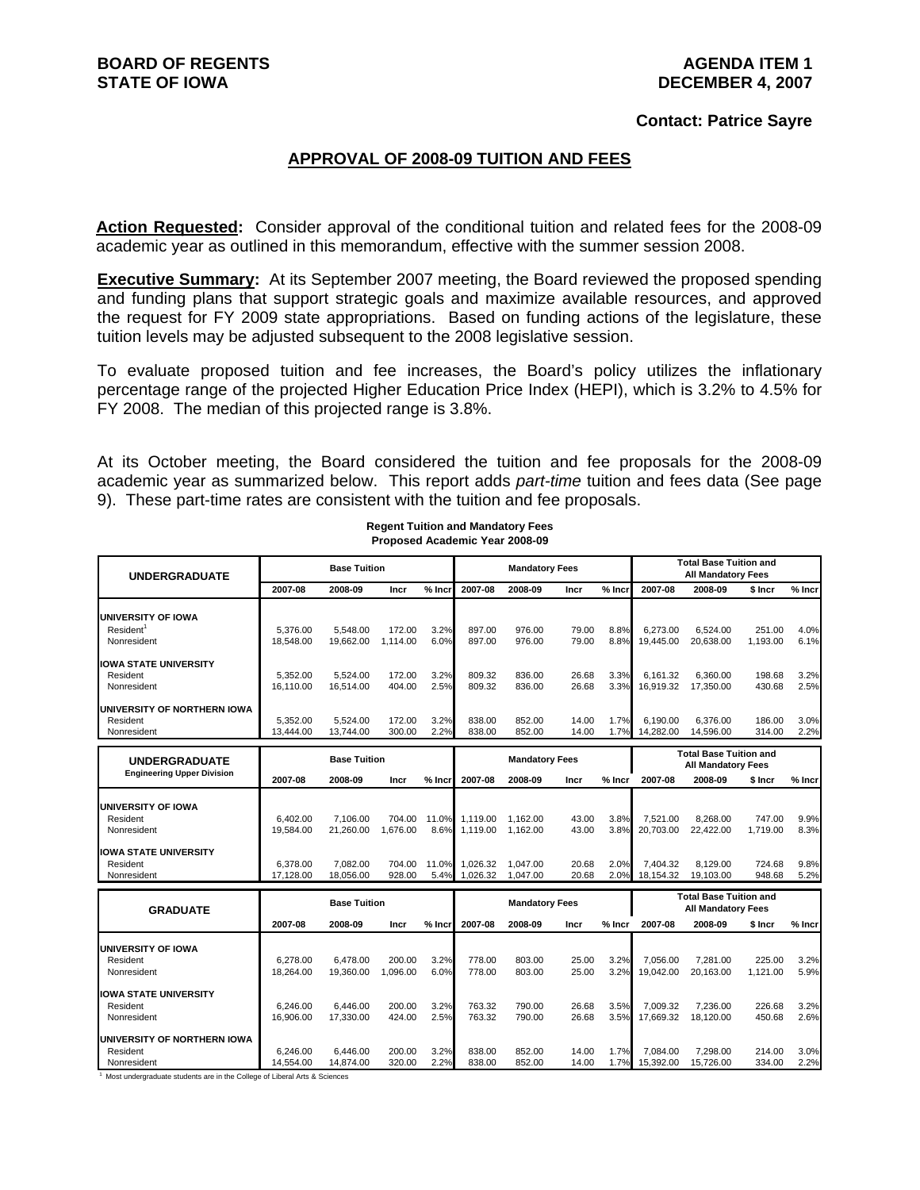**BOARD OF REGENTS**
**STATE OF IOWA**

**AGENDA ITEM 1**
**DECEMBER 4, 2007**

**Contact: Patrice Sayre**

## APPROVAL OF 2008-09 TUITION AND FEES

**Action Requested:** Consider approval of the conditional tuition and related fees for the 2008-09 academic year as outlined in this memorandum, effective with the summer session 2008.

**Executive Summary:** At its September 2007 meeting, the Board reviewed the proposed spending and funding plans that support strategic goals and maximize available resources, and approved the request for FY 2009 state appropriations. Based on funding actions of the legislature, these tuition levels may be adjusted subsequent to the 2008 legislative session.

To evaluate proposed tuition and fee increases, the Board's policy utilizes the inflationary percentage range of the projected Higher Education Price Index (HEPI), which is 3.2% to 4.5% for FY 2008. The median of this projected range is 3.8%.

At its October meeting, the Board considered the tuition and fee proposals for the 2008-09 academic year as summarized below. This report adds *part-time* tuition and fees data (See page 9). These part-time rates are consistent with the tuition and fee proposals.

**Regent Tuition and Mandatory Fees**
**Proposed Academic Year 2008-09**

| UNDERGRADUATE | Base Tuition | | | | Mandatory Fees | | | | Total Base Tuition and All Mandatory Fees | | | |
|---|---|---|---|---|---|---|---|---|---|---|---|---|
| | 2007-08 | 2008-09 | Incr | % Incr | 2007-08 | 2008-09 | Incr | % Incr | 2007-08 | 2008-09 | $ Incr | % Incr |
| **UNIVERSITY OF IOWA** | | | | | | | | | | | | |
| Resident[1] | 5,376.00 | 5,548.00 | 172.00 | 3.2% | 897.00 | 976.00 | 79.00 | 8.8% | 6,273.00 | 6,524.00 | 251.00 | 4.0% |
| Nonresident | 18,548.00 | 19,662.00 | 1,114.00 | 6.0% | 897.00 | 976.00 | 79.00 | 8.8% | 19,445.00 | 20,638.00 | 1,193.00 | 6.1% |
| **IOWA STATE UNIVERSITY** | | | | | | | | | | | | |
| Resident | 5,352.00 | 5,524.00 | 172.00 | 3.2% | 809.32 | 836.00 | 26.68 | 3.3% | 6,161.32 | 6,360.00 | 198.68 | 3.2% |
| Nonresident | 16,110.00 | 16,514.00 | 404.00 | 2.5% | 809.32 | 836.00 | 26.68 | 3.3% | 16,919.32 | 17,350.00 | 430.68 | 2.5% |
| **UNIVERSITY OF NORTHERN IOWA** | | | | | | | | | | | | |
| Resident | 5,352.00 | 5,524.00 | 172.00 | 3.2% | 838.00 | 852.00 | 14.00 | 1.7% | 6,190.00 | 6,376.00 | 186.00 | 3.0% |
| Nonresident | 13,444.00 | 13,744.00 | 300.00 | 2.2% | 838.00 | 852.00 | 14.00 | 1.7% | 14,282.00 | 14,596.00 | 314.00 | 2.2% |
| **UNDERGRADUATE Engineering Upper Division** | **Base Tuition** | | | | **Mandatory Fees** | | | | **Total Base Tuition and All Mandatory Fees** | | | |
| | 2007-08 | 2008-09 | Incr | % Incr | 2007-08 | 2008-09 | Incr | % Incr | 2007-08 | 2008-09 | $ Incr | % Incr |
| **UNIVERSITY OF IOWA** | | | | | | | | | | | | |
| Resident | 6,402.00 | 7,106.00 | 704.00 | 11.0% | 1,119.00 | 1,162.00 | 43.00 | 3.8% | 7,521.00 | 8,268.00 | 747.00 | 9.9% |
| Nonresident | 19,584.00 | 21,260.00 | 1,676.00 | 8.6% | 1,119.00 | 1,162.00 | 43.00 | 3.8% | 20,703.00 | 22,422.00 | 1,719.00 | 8.3% |
| **IOWA STATE UNIVERSITY** | | | | | | | | | | | | |
| Resident | 6,378.00 | 7,082.00 | 704.00 | 11.0% | 1,026.32 | 1,047.00 | 20.68 | 2.0% | 7,404.32 | 8,129.00 | 724.68 | 9.8% |
| Nonresident | 17,128.00 | 18,056.00 | 928.00 | 5.4% | 1,026.32 | 1,047.00 | 20.68 | 2.0% | 18,154.32 | 19,103.00 | 948.68 | 5.2% |
| **GRADUATE** | **Base Tuition** | | | | **Mandatory Fees** | | | | **Total Base Tuition and All Mandatory Fees** | | | |
| | 2007-08 | 2008-09 | Incr | % Incr | 2007-08 | 2008-09 | Incr | % Incr | 2007-08 | 2008-09 | $ Incr | % Incr |
| **UNIVERSITY OF IOWA** | | | | | | | | | | | | |
| Resident | 6,278.00 | 6,478.00 | 200.00 | 3.2% | 778.00 | 803.00 | 25.00 | 3.2% | 7,056.00 | 7,281.00 | 225.00 | 3.2% |
| Nonresident | 18,264.00 | 19,360.00 | 1,096.00 | 6.0% | 778.00 | 803.00 | 25.00 | 3.2% | 19,042.00 | 20,163.00 | 1,121.00 | 5.9% |
| **IOWA STATE UNIVERSITY** | | | | | | | | | | | | |
| Resident | 6,246.00 | 6,446.00 | 200.00 | 3.2% | 763.32 | 790.00 | 26.68 | 3.5% | 7,009.32 | 7,236.00 | 226.68 | 3.2% |
| Nonresident | 16,906.00 | 17,330.00 | 424.00 | 2.5% | 763.32 | 790.00 | 26.68 | 3.5% | 17,669.32 | 18,120.00 | 450.68 | 2.6% |
| **UNIVERSITY OF NORTHERN IOWA** | | | | | | | | | | | | |
| Resident | 6,246.00 | 6,446.00 | 200.00 | 3.2% | 838.00 | 852.00 | 14.00 | 1.7% | 7,084.00 | 7,298.00 | 214.00 | 3.0% |
| Nonresident | 14,554.00 | 14,874.00 | 320.00 | 2.2% | 838.00 | 852.00 | 14.00 | 1.7% | 15,392.00 | 15,726.00 | 334.00 | 2.2% |

[1] Most undergraduate students are in the College of Liberal Arts & Sciences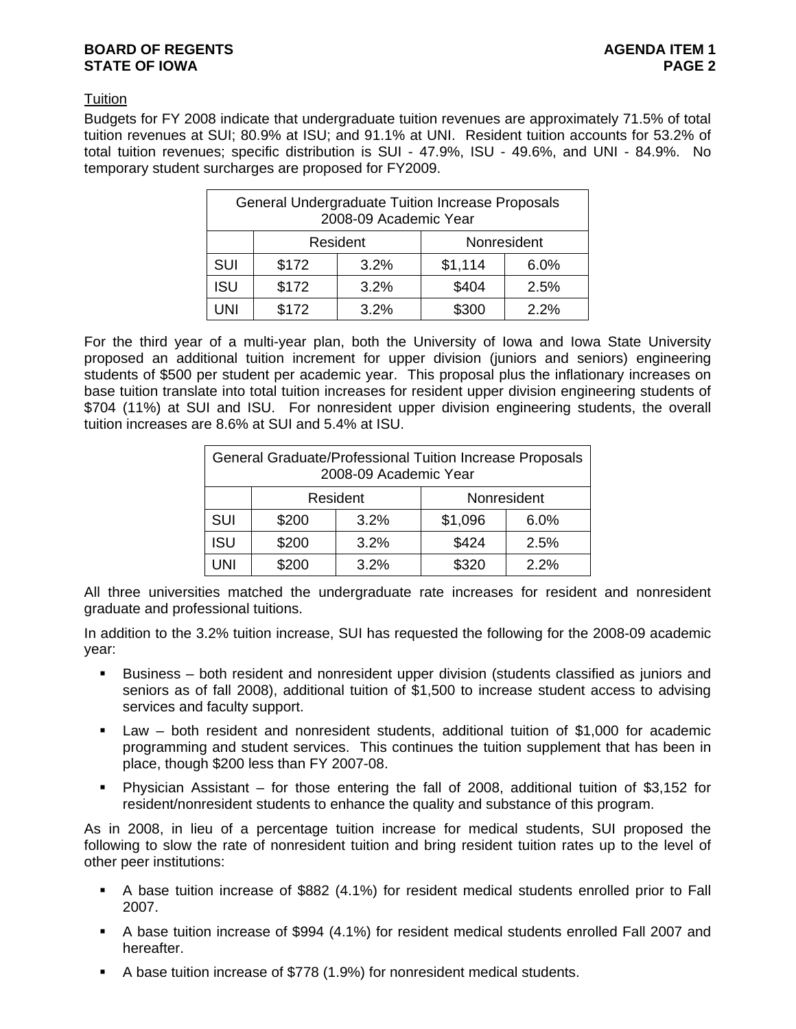Tuition

Budgets for FY 2008 indicate that undergraduate tuition revenues are approximately 71.5% of total tuition revenues at SUI; 80.9% at ISU; and 91.1% at UNI. Resident tuition accounts for 53.2% of total tuition revenues; specific distribution is SUI - 47.9%, ISU - 49.6%, and UNI - 84.9%. No temporary student surcharges are proposed for FY2009.

| General Undergraduate Tuition Increase Proposals 2008-09 Academic Year | | | | |
|---|---|---|---|---|
| | Resident | | Nonresident | |
| SUI | $172 | 3.2% | $1,114 | 6.0% |
| ISU | $172 | 3.2% | $404 | 2.5% |
| UNI | $172 | 3.2% | $300 | 2.2% |

For the third year of a multi-year plan, both the University of Iowa and Iowa State University proposed an additional tuition increment for upper division (juniors and seniors) engineering students of $500 per student per academic year. This proposal plus the inflationary increases on base tuition translate into total tuition increases for resident upper division engineering students of $704 (11%) at SUI and ISU. For nonresident upper division engineering students, the overall tuition increases are 8.6% at SUI and 5.4% at ISU.

| General Graduate/Professional Tuition Increase Proposals 2008-09 Academic Year | | | | |
|---|---|---|---|---|
| | Resident | | Nonresident | |
| SUI | $200 | 3.2% | $1,096 | 6.0% |
| ISU | $200 | 3.2% | $424 | 2.5% |
| UNI | $200 | 3.2% | $320 | 2.2% |

All three universities matched the undergraduate rate increases for resident and nonresident graduate and professional tuitions.

In addition to the 3.2% tuition increase, SUI has requested the following for the 2008-09 academic year:

- Business – both resident and nonresident upper division (students classified as juniors and seniors as of fall 2008), additional tuition of $1,500 to increase student access to advising services and faculty support.
- Law – both resident and nonresident students, additional tuition of $1,000 for academic programming and student services. This continues the tuition supplement that has been in place, though $200 less than FY 2007-08.
- Physician Assistant – for those entering the fall of 2008, additional tuition of $3,152 for resident/nonresident students to enhance the quality and substance of this program.

As in 2008, in lieu of a percentage tuition increase for medical students, SUI proposed the following to slow the rate of nonresident tuition and bring resident tuition rates up to the level of other peer institutions:

- A base tuition increase of $882 (4.1%) for resident medical students enrolled prior to Fall 2007.
- A base tuition increase of $994 (4.1%) for resident medical students enrolled Fall 2007 and hereafter.
- A base tuition increase of $778 (1.9%) for nonresident medical students.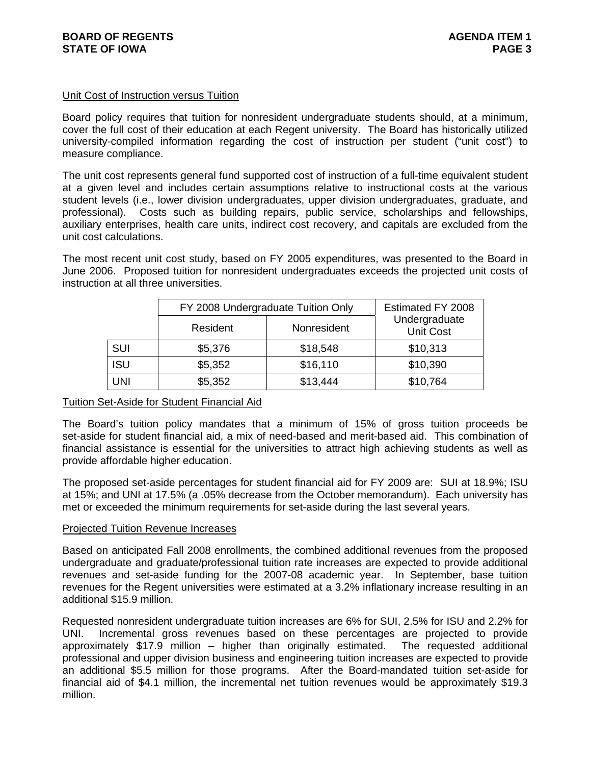Unit Cost of Instruction versus Tuition

Board policy requires that tuition for nonresident undergraduate students should, at a minimum, cover the full cost of their education at each Regent university. The Board has historically utilized university-compiled information regarding the cost of instruction per student ("unit cost") to measure compliance.

The unit cost represents general fund supported cost of instruction of a full-time equivalent student at a given level and includes certain assumptions relative to instructional costs at the various student levels (i.e., lower division undergraduates, upper division undergraduates, graduate, and professional). Costs such as building repairs, public service, scholarships and fellowships, auxiliary enterprises, health care units, indirect cost recovery, and capitals are excluded from the unit cost calculations.

The most recent unit cost study, based on FY 2005 expenditures, was presented to the Board in June 2006. Proposed tuition for nonresident undergraduates exceeds the projected unit costs of instruction at all three universities.

| | FY 2008 Undergraduate Tuition Only | | Estimated FY 2008 Undergraduate Unit Cost |
|---|---|---|---|
| | Resident | Nonresident | |
| SUI | $5,376 | $18,548 | $10,313 |
| ISU | $5,352 | $16,110 | $10,390 |
| UNI | $5,352 | $13,444 | $10,764 |

Tuition Set-Aside for Student Financial Aid

The Board's tuition policy mandates that a minimum of 15% of gross tuition proceeds be set-aside for student financial aid, a mix of need-based and merit-based aid. This combination of financial assistance is essential for the universities to attract high achieving students as well as provide affordable higher education.

The proposed set-aside percentages for student financial aid for FY 2009 are: SUI at 18.9%; ISU at 15%; and UNI at 17.5% (a .05% decrease from the October memorandum). Each university has met or exceeded the minimum requirements for set-aside during the last several years.

Projected Tuition Revenue Increases

Based on anticipated Fall 2008 enrollments, the combined additional revenues from the proposed undergraduate and graduate/professional tuition rate increases are expected to provide additional revenues and set-aside funding for the 2007-08 academic year. In September, base tuition revenues for the Regent universities were estimated at a 3.2% inflationary increase resulting in an additional $15.9 million.

Requested nonresident undergraduate tuition increases are 6% for SUI, 2.5% for ISU and 2.2% for UNI. Incremental gross revenues based on these percentages are projected to provide approximately $17.9 million – higher than originally estimated. The requested additional professional and upper division business and engineering tuition increases are expected to provide an additional $5.5 million for those programs. After the Board-mandated tuition set-aside for financial aid of $4.1 million, the incremental net tuition revenues would be approximately $19.3 million.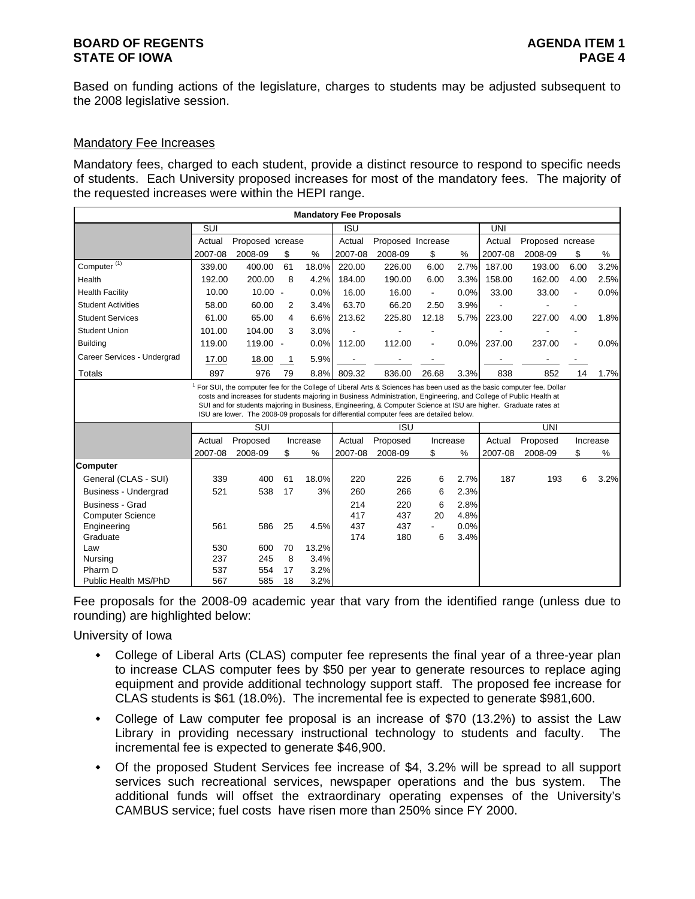Based on funding actions of the legislature, charges to students may be adjusted subsequent to the 2008 legislative session.

## Mandatory Fee Increases

Mandatory fees, charged to each student, provide a distinct resource to respond to specific needs of students. Each University proposed increases for most of the mandatory fees. The majority of the requested increases were within the HEPI range.

**Mandatory Fee Proposals**

| | SUI | | | | ISU | | | | UNI | | | |
|---|---|---|---|---|---|---|---|---|---|---|---|---|
| | Actual | Proposed | Increase | | Actual | Proposed | Increase | | Actual | Proposed | Increase | |
| | 2007-08 | 2008-09 | $ | % | 2007-08 | 2008-09 | $ | % | 2007-08 | 2008-09 | $ | % |
| Computer [1] | 339.00 | 400.00 | 61 | 18.0% | 220.00 | 226.00 | 6.00 | 2.7% | 187.00 | 193.00 | 6.00 | 3.2% |
| Health | 192.00 | 200.00 | 8 | 4.2% | 184.00 | 190.00 | 6.00 | 3.3% | 158.00 | 162.00 | 4.00 | 2.5% |
| Health Facility | 10.00 | 10.00 | - | 0.0% | 16.00 | 16.00 | - | 0.0% | 33.00 | 33.00 | - | 0.0% |
| Student Activities | 58.00 | 60.00 | 2 | 3.4% | 63.70 | 66.20 | 2.50 | 3.9% | - | - | - | |
| Student Services | 61.00 | 65.00 | 4 | 6.6% | 213.62 | 225.80 | 12.18 | 5.7% | 223.00 | 227.00 | 4.00 | 1.8% |
| Student Union | 101.00 | 104.00 | 3 | 3.0% | - | - | - | | - | - | - | |
| Building | 119.00 | 119.00 | - | 0.0% | 112.00 | 112.00 | - | 0.0% | 237.00 | 237.00 | - | 0.0% |
| Career Services - Undergrad | 17.00 | 18.00 | 1 | 5.9% | - | - | - | | - | - | - | |
| Totals | 897 | 976 | 79 | 8.8% | 809.32 | 836.00 | 26.68 | 3.3% | 838 | 852 | 14 | 1.7% |

[1] For SUI, the computer fee for the College of Liberal Arts & Sciences has been used as the basic computer fee. Dollar costs and increases for students majoring in Business Administration, Engineering, and College of Public Health at SUI and for students majoring in Business, Engineering, & Computer Science at ISU are higher. Graduate rates at ISU are lower. The 2008-09 proposals for differential computer fees are detailed below.

| | SUI | | | | ISU | | | | UNI | | | |
|---|---|---|---|---|---|---|---|---|---|---|---|---|
| | Actual | Proposed | Increase | | Actual | Proposed | Increase | | Actual | Proposed | Increase | |
| | 2007-08 | 2008-09 | $ | % | 2007-08 | 2008-09 | $ | % | 2007-08 | 2008-09 | $ | % |
| **Computer** | | | | | | | | | | | | |
| General (CLAS - SUI) | 339 | 400 | 61 | 18.0% | 220 | 226 | 6 | 2.7% | 187 | 193 | 6 | 3.2% |
| Business - Undergrad | 521 | 538 | 17 | 3% | 260 | 266 | 6 | 2.3% | | | | |
| Business - Grad | | | | | 214 | 220 | 6 | 2.8% | | | | |
| Computer Science | | | | | 417 | 437 | 20 | 4.8% | | | | |
| Engineering | 561 | 586 | 25 | 4.5% | 437 | 437 | - | 0.0% | | | | |
| Graduate | | | | | 174 | 180 | 6 | 3.4% | | | | |
| Law | 530 | 600 | 70 | 13.2% | | | | | | | | |
| Nursing | 237 | 245 | 8 | 3.4% | | | | | | | | |
| Pharm D | 537 | 554 | 17 | 3.2% | | | | | | | | |
| Public Health MS/PhD | 567 | 585 | 18 | 3.2% | | | | | | | | |

Fee proposals for the 2008-09 academic year that vary from the identified range (unless due to rounding) are highlighted below:

University of Iowa

- College of Liberal Arts (CLAS) computer fee represents the final year of a three-year plan to increase CLAS computer fees by $50 per year to generate resources to replace aging equipment and provide additional technology support staff. The proposed fee increase for CLAS students is $61 (18.0%). The incremental fee is expected to generate $981,600.
- College of Law computer fee proposal is an increase of $70 (13.2%) to assist the Law Library in providing necessary instructional technology to students and faculty. The incremental fee is expected to generate $46,900.
- Of the proposed Student Services fee increase of $4, 3.2% will be spread to all support services such recreational services, newspaper operations and the bus system. The additional funds will offset the extraordinary operating expenses of the University's CAMBUS service; fuel costs have risen more than 250% since FY 2000.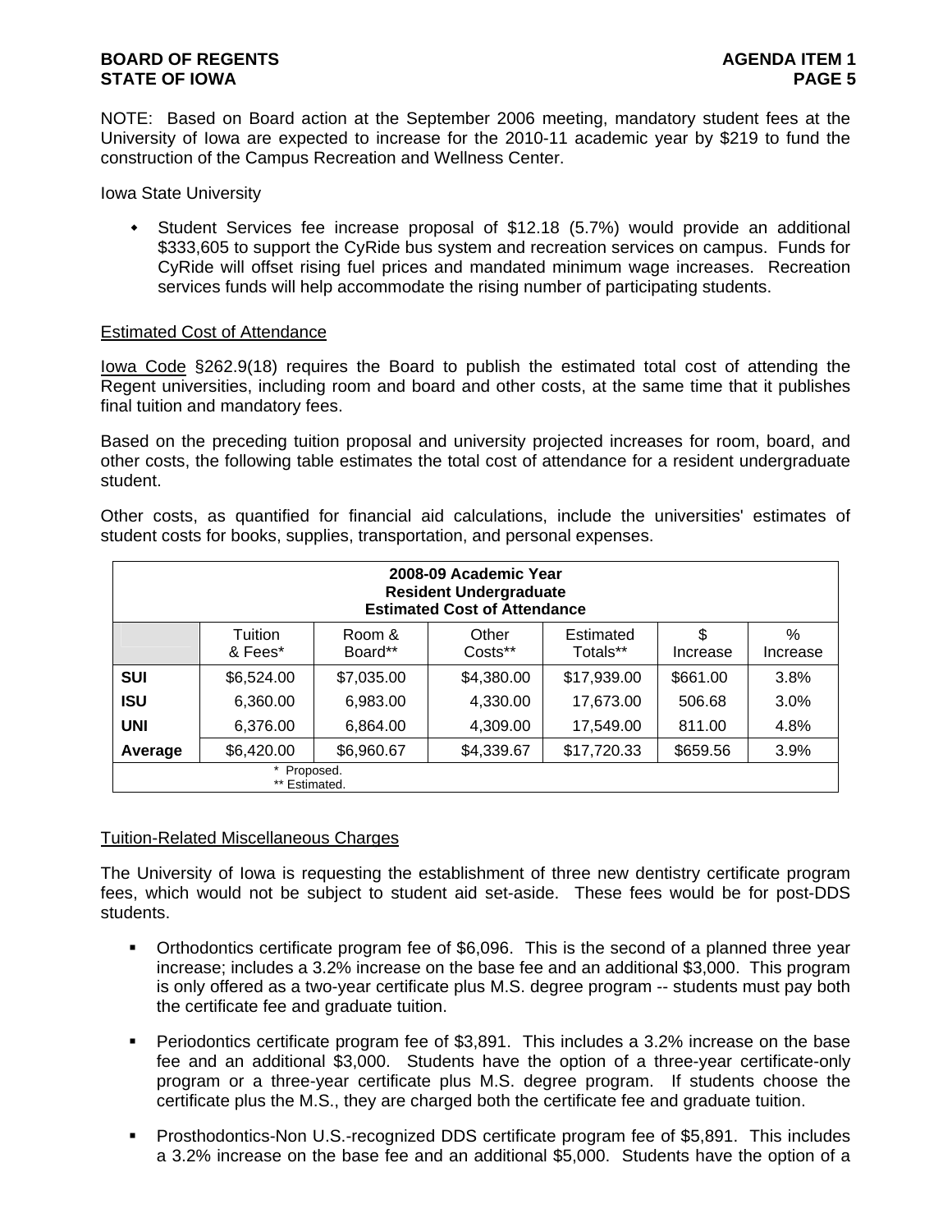NOTE: Based on Board action at the September 2006 meeting, mandatory student fees at the University of Iowa are expected to increase for the 2010-11 academic year by $219 to fund the construction of the Campus Recreation and Wellness Center.

Iowa State University

- Student Services fee increase proposal of $12.18 (5.7%) would provide an additional $333,605 to support the CyRide bus system and recreation services on campus. Funds for CyRide will offset rising fuel prices and mandated minimum wage increases. Recreation services funds will help accommodate the rising number of participating students.

Estimated Cost of Attendance

Iowa Code §262.9(18) requires the Board to publish the estimated total cost of attending the Regent universities, including room and board and other costs, at the same time that it publishes final tuition and mandatory fees.

Based on the preceding tuition proposal and university projected increases for room, board, and other costs, the following table estimates the total cost of attendance for a resident undergraduate student.

Other costs, as quantified for financial aid calculations, include the universities' estimates of student costs for books, supplies, transportation, and personal expenses.

**2008-09 Academic Year**
**Resident Undergraduate**
**Estimated Cost of Attendance**

| | Tuition & Fees* | Room & Board** | Other Costs** | Estimated Totals** | $ Increase | % Increase |
|---|---|---|---|---|---|---|
| **SUI** | $6,524.00 | $7,035.00 | $4,380.00 | $17,939.00 | $661.00 | 3.8% |
| **ISU** | 6,360.00 | 6,983.00 | 4,330.00 | 17,673.00 | 506.68 | 3.0% |
| **UNI** | 6,376.00 | 6,864.00 | 4,309.00 | 17,549.00 | 811.00 | 4.8% |
| **Average** | $6,420.00 | $6,960.67 | $4,339.67 | $17,720.33 | $659.56 | 3.9% |

\* Proposed.
\*\* Estimated.

Tuition-Related Miscellaneous Charges

The University of Iowa is requesting the establishment of three new dentistry certificate program fees, which would not be subject to student aid set-aside. These fees would be for post-DDS students.

- Orthodontics certificate program fee of $6,096. This is the second of a planned three year increase; includes a 3.2% increase on the base fee and an additional $3,000. This program is only offered as a two-year certificate plus M.S. degree program -- students must pay both the certificate fee and graduate tuition.
- Periodontics certificate program fee of $3,891. This includes a 3.2% increase on the base fee and an additional $3,000. Students have the option of a three-year certificate-only program or a three-year certificate plus M.S. degree program. If students choose the certificate plus the M.S., they are charged both the certificate fee and graduate tuition.
- Prosthodontics-Non U.S.-recognized DDS certificate program fee of $5,891. This includes a 3.2% increase on the base fee and an additional $5,000. Students have the option of a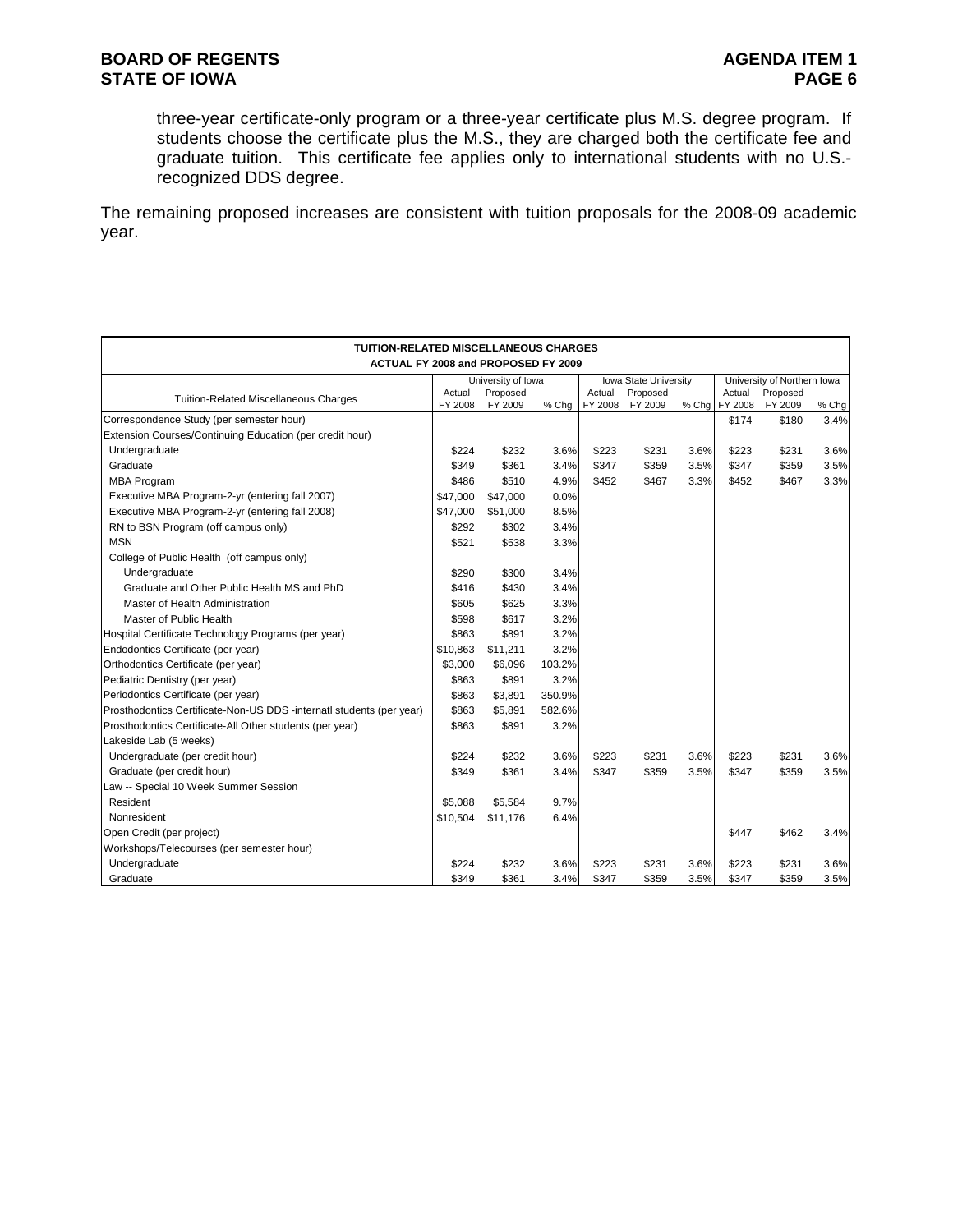three-year certificate-only program or a three-year certificate plus M.S. degree program. If students choose the certificate plus the M.S., they are charged both the certificate fee and graduate tuition. This certificate fee applies only to international students with no U.S.-recognized DDS degree.

The remaining proposed increases are consistent with tuition proposals for the 2008-09 academic year.

**TUITION-RELATED MISCELLANEOUS CHARGES**
**ACTUAL FY 2008 and PROPOSED FY 2009**

| Tuition-Related Miscellaneous Charges | University of Iowa | | | Iowa State University | | | University of Northern Iowa | | |
|---|---|---|---|---|---|---|---|---|---|
| | Actual FY 2008 | Proposed FY 2009 | % Chg | Actual FY 2008 | Proposed FY 2009 | % Chg | Actual FY 2008 | Proposed FY 2009 | % Chg |
| Correspondence Study (per semester hour) | | | | | | | $174 | $180 | 3.4% |
| Extension Courses/Continuing Education (per credit hour) | | | | | | | | | |
| Undergraduate | $224 | $232 | 3.6% | $223 | $231 | 3.6% | $223 | $231 | 3.6% |
| Graduate | $349 | $361 | 3.4% | $347 | $359 | 3.5% | $347 | $359 | 3.5% |
| MBA Program | $486 | $510 | 4.9% | $452 | $467 | 3.3% | $452 | $467 | 3.3% |
| Executive MBA Program-2-yr (entering fall 2007) | $47,000 | $47,000 | 0.0% | | | | | | |
| Executive MBA Program-2-yr (entering fall 2008) | $47,000 | $51,000 | 8.5% | | | | | | |
| RN to BSN Program (off campus only) | $292 | $302 | 3.4% | | | | | | |
| MSN | $521 | $538 | 3.3% | | | | | | |
| College of Public Health (off campus only) | | | | | | | | | |
| Undergraduate | $290 | $300 | 3.4% | | | | | | |
| Graduate and Other Public Health MS and PhD | $416 | $430 | 3.4% | | | | | | |
| Master of Health Administration | $605 | $625 | 3.3% | | | | | | |
| Master of Public Health | $598 | $617 | 3.2% | | | | | | |
| Hospital Certificate Technology Programs (per year) | $863 | $891 | 3.2% | | | | | | |
| Endodontics Certificate (per year) | $10,863 | $11,211 | 3.2% | | | | | | |
| Orthodontics Certificate (per year) | $3,000 | $6,096 | 103.2% | | | | | | |
| Pediatric Dentistry (per year) | $863 | $891 | 3.2% | | | | | | |
| Periodontics Certificate (per year) | $863 | $3,891 | 350.9% | | | | | | |
| Prosthodontics Certificate-Non-US DDS -internatl students (per year) | $863 | $5,891 | 582.6% | | | | | | |
| Prosthodontics Certificate-All Other students (per year) | $863 | $891 | 3.2% | | | | | | |
| Lakeside Lab (5 weeks) | | | | | | | | | |
| Undergraduate (per credit hour) | $224 | $232 | 3.6% | $223 | $231 | 3.6% | $223 | $231 | 3.6% |
| Graduate (per credit hour) | $349 | $361 | 3.4% | $347 | $359 | 3.5% | $347 | $359 | 3.5% |
| Law -- Special 10 Week Summer Session | | | | | | | | | |
| Resident | $5,088 | $5,584 | 9.7% | | | | | | |
| Nonresident | $10,504 | $11,176 | 6.4% | | | | | | |
| Open Credit (per project) | | | | | | | $447 | $462 | 3.4% |
| Workshops/Telecourses (per semester hour) | | | | | | | | | |
| Undergraduate | $224 | $232 | 3.6% | $223 | $231 | 3.6% | $223 | $231 | 3.6% |
| Graduate | $349 | $361 | 3.4% | $347 | $359 | 3.5% | $347 | $359 | 3.5% |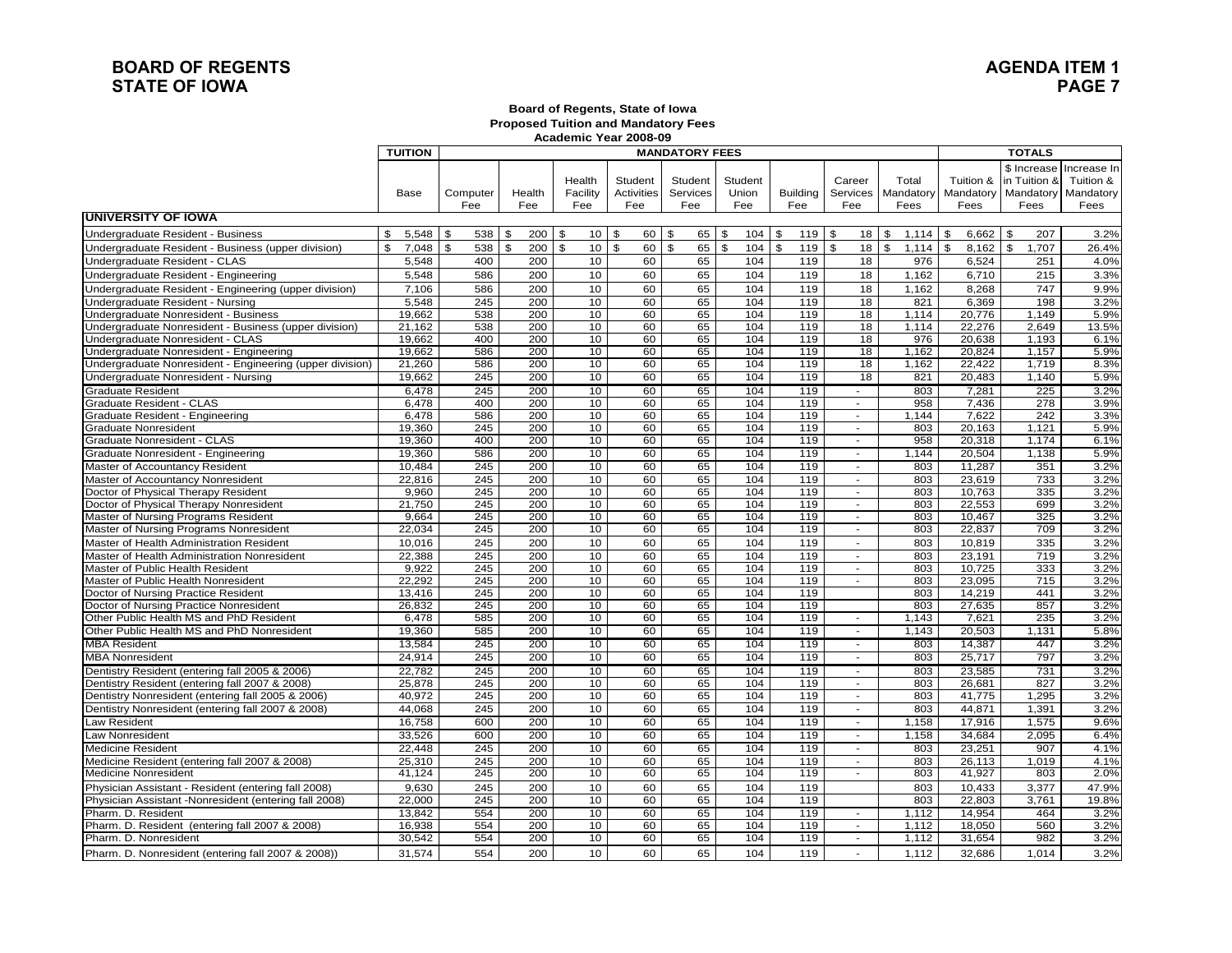**BOARD OF REGENTS**
**STATE OF IOWA**

**AGENDA ITEM 1**

**Board of Regents, State of Iowa**
**Proposed Tuition and Mandatory Fees**
**Academic Year 2008-09**

| | TUITION | MANDATORY FEES | | | | | | | | | TOTALS | | |
|---|---|---|---|---|---|---|---|---|---|---|---|---|---|
| | Base | Computer Fee | Health Fee | Health Facility Fee | Student Activities Fee | Student Services Fee | Student Union Fee | Building Fee | Career Services Fee | Total Mandatory Fees | Tuition & Mandatory Fees | $ Increase in Tuition & Mandatory Fees | Increase In Tuition & Mandatory Fees |
| **UNIVERSITY OF IOWA** | | | | | | | | | | | | | |
| Undergraduate Resident - Business | $ 5,548 | $ 538 | $ 200 | $ 10 | $ 60 | $ 65 | $ 104 | $ 119 | $ 18 | $ 1,114 | $ 6,662 | $ 207 | 3.2% |
| Undergraduate Resident - Business (upper division) | $ 7,048 | $ 538 | $ 200 | $ 10 | $ 60 | $ 65 | $ 104 | $ 119 | $ 18 | $ 1,114 | $ 8,162 | $ 1,707 | 26.4% |
| Undergraduate Resident - CLAS | 5,548 | 400 | 200 | 10 | 60 | 65 | 104 | 119 | 18 | 976 | 6,524 | 251 | 4.0% |
| Undergraduate Resident - Engineering | 5,548 | 586 | 200 | 10 | 60 | 65 | 104 | 119 | 18 | 1,162 | 6,710 | 215 | 3.3% |
| Undergraduate Resident - Engineering (upper division) | 7,106 | 586 | 200 | 10 | 60 | 65 | 104 | 119 | 18 | 1,162 | 8,268 | 747 | 9.9% |
| Undergraduate Resident - Nursing | 5,548 | 245 | 200 | 10 | 60 | 65 | 104 | 119 | 18 | 821 | 6,369 | 198 | 3.2% |
| Undergraduate Nonresident - Business | 19,662 | 538 | 200 | 10 | 60 | 65 | 104 | 119 | 18 | 1,114 | 20,776 | 1,149 | 5.9% |
| Undergraduate Nonresident - Business (upper division) | 21,162 | 538 | 200 | 10 | 60 | 65 | 104 | 119 | 18 | 1,114 | 22,276 | 2,649 | 13.5% |
| Undergraduate Nonresident - CLAS | 19,662 | 400 | 200 | 10 | 60 | 65 | 104 | 119 | 18 | 976 | 20,638 | 1,193 | 6.1% |
| Undergraduate Nonresident - Engineering | 19,662 | 586 | 200 | 10 | 60 | 65 | 104 | 119 | 18 | 1,162 | 20,824 | 1,157 | 5.9% |
| Undergraduate Nonresident - Engineering (upper division) | 21,260 | 586 | 200 | 10 | 60 | 65 | 104 | 119 | 18 | 1,162 | 22,422 | 1,719 | 8.3% |
| Undergraduate Nonresident - Nursing | 19,662 | 245 | 200 | 10 | 60 | 65 | 104 | 119 | 18 | 821 | 20,483 | 1,140 | 5.9% |
| Graduate Resident | 6,478 | 245 | 200 | 10 | 60 | 65 | 104 | 119 | - | 803 | 7,281 | 225 | 3.2% |
| Graduate Resident - CLAS | 6,478 | 400 | 200 | 10 | 60 | 65 | 104 | 119 | - | 958 | 7,436 | 278 | 3.9% |
| Graduate Resident - Engineering | 6,478 | 586 | 200 | 10 | 60 | 65 | 104 | 119 | - | 1,144 | 7,622 | 242 | 3.3% |
| Graduate Nonresident | 19,360 | 245 | 200 | 10 | 60 | 65 | 104 | 119 | - | 803 | 20,163 | 1,121 | 5.9% |
| Graduate Nonresident - CLAS | 19,360 | 400 | 200 | 10 | 60 | 65 | 104 | 119 | - | 958 | 20,318 | 1,174 | 6.1% |
| Graduate Nonresident - Engineering | 19,360 | 586 | 200 | 10 | 60 | 65 | 104 | 119 | - | 1,144 | 20,504 | 1,138 | 5.9% |
| Master of Accountancy Resident | 10,484 | 245 | 200 | 10 | 60 | 65 | 104 | 119 | - | 803 | 11,287 | 351 | 3.2% |
| Master of Accountancy Nonresident | 22,816 | 245 | 200 | 10 | 60 | 65 | 104 | 119 | - | 803 | 23,619 | 733 | 3.2% |
| Doctor of Physical Therapy Resident | 9,960 | 245 | 200 | 10 | 60 | 65 | 104 | 119 | - | 803 | 10,763 | 335 | 3.2% |
| Doctor of Physical Therapy Nonresident | 21,750 | 245 | 200 | 10 | 60 | 65 | 104 | 119 | - | 803 | 22,553 | 699 | 3.2% |
| Master of Nursing Programs Resident | 9,664 | 245 | 200 | 10 | 60 | 65 | 104 | 119 | - | 803 | 10,467 | 325 | 3.2% |
| Master of Nursing Programs Nonresident | 22,034 | 245 | 200 | 10 | 60 | 65 | 104 | 119 | - | 803 | 22,837 | 709 | 3.2% |
| Master of Health Administration Resident | 10,016 | 245 | 200 | 10 | 60 | 65 | 104 | 119 | - | 803 | 10,819 | 335 | 3.2% |
| Master of Health Administration Nonresident | 22,388 | 245 | 200 | 10 | 60 | 65 | 104 | 119 | - | 803 | 23,191 | 719 | 3.2% |
| Master of Public Health Resident | 9,922 | 245 | 200 | 10 | 60 | 65 | 104 | 119 | - | 803 | 10,725 | 333 | 3.2% |
| Master of Public Health Nonresident | 22,292 | 245 | 200 | 10 | 60 | 65 | 104 | 119 | - | 803 | 23,095 | 715 | 3.2% |
| Doctor of Nursing Practice Resident | 13,416 | 245 | 200 | 10 | 60 | 65 | 104 | 119 | | 803 | 14,219 | 441 | 3.2% |
| Doctor of Nursing Practice Nonresident | 26,832 | 245 | 200 | 10 | 60 | 65 | 104 | 119 | | 803 | 27,635 | 857 | 3.2% |
| Other Public Health MS and PhD Resident | 6,478 | 585 | 200 | 10 | 60 | 65 | 104 | 119 | - | 1,143 | 7,621 | 235 | 3.2% |
| Other Public Health MS and PhD Nonresident | 19,360 | 585 | 200 | 10 | 60 | 65 | 104 | 119 | - | 1,143 | 20,503 | 1,131 | 5.8% |
| MBA Resident | 13,584 | 245 | 200 | 10 | 60 | 65 | 104 | 119 | - | 803 | 14,387 | 447 | 3.2% |
| MBA Nonresident | 24,914 | 245 | 200 | 10 | 60 | 65 | 104 | 119 | - | 803 | 25,717 | 797 | 3.2% |
| Dentistry Resident (entering fall 2005 & 2006) | 22,782 | 245 | 200 | 10 | 60 | 65 | 104 | 119 | - | 803 | 23,585 | 731 | 3.2% |
| Dentistry Resident (entering fall 2007 & 2008) | 25,878 | 245 | 200 | 10 | 60 | 65 | 104 | 119 | - | 803 | 26,681 | 827 | 3.2% |
| Dentistry Nonresident (entering fall 2005 & 2006) | 40,972 | 245 | 200 | 10 | 60 | 65 | 104 | 119 | - | 803 | 41,775 | 1,295 | 3.2% |
| Dentistry Nonresident (entering fall 2007 & 2008) | 44,068 | 245 | 200 | 10 | 60 | 65 | 104 | 119 | - | 803 | 44,871 | 1,391 | 3.2% |
| Law Resident | 16,758 | 600 | 200 | 10 | 60 | 65 | 104 | 119 | - | 1,158 | 17,916 | 1,575 | 9.6% |
| Law Nonresident | 33,526 | 600 | 200 | 10 | 60 | 65 | 104 | 119 | - | 1,158 | 34,684 | 2,095 | 6.4% |
| Medicine Resident | 22,448 | 245 | 200 | 10 | 60 | 65 | 104 | 119 | - | 803 | 23,251 | 907 | 4.1% |
| Medicine Resident (entering fall 2007 & 2008) | 25,310 | 245 | 200 | 10 | 60 | 65 | 104 | 119 | - | 803 | 26,113 | 1,019 | 4.1% |
| Medicine Nonresident | 41,124 | 245 | 200 | 10 | 60 | 65 | 104 | 119 | - | 803 | 41,927 | 803 | 2.0% |
| Physician Assistant - Resident (entering fall 2008) | 9,630 | 245 | 200 | 10 | 60 | 65 | 104 | 119 | | 803 | 10,433 | 3,377 | 47.9% |
| Physician Assistant -Nonresident (entering fall 2008) | 22,000 | 245 | 200 | 10 | 60 | 65 | 104 | 119 | | 803 | 22,803 | 3,761 | 19.8% |
| Pharm. D. Resident | 13,842 | 554 | 200 | 10 | 60 | 65 | 104 | 119 | - | 1,112 | 14,954 | 464 | 3.2% |
| Pharm. D. Resident (entering fall 2007 & 2008) | 16,938 | 554 | 200 | 10 | 60 | 65 | 104 | 119 | - | 1,112 | 18,050 | 560 | 3.2% |
| Pharm. D. Nonresident | 30,542 | 554 | 200 | 10 | 60 | 65 | 104 | 119 | - | 1,112 | 31,654 | 982 | 3.2% |
| Pharm. D. Nonresident (entering fall 2007 & 2008)) | 31,574 | 554 | 200 | 10 | 60 | 65 | 104 | 119 | - | 1,112 | 32,686 | 1,014 | 3.2% |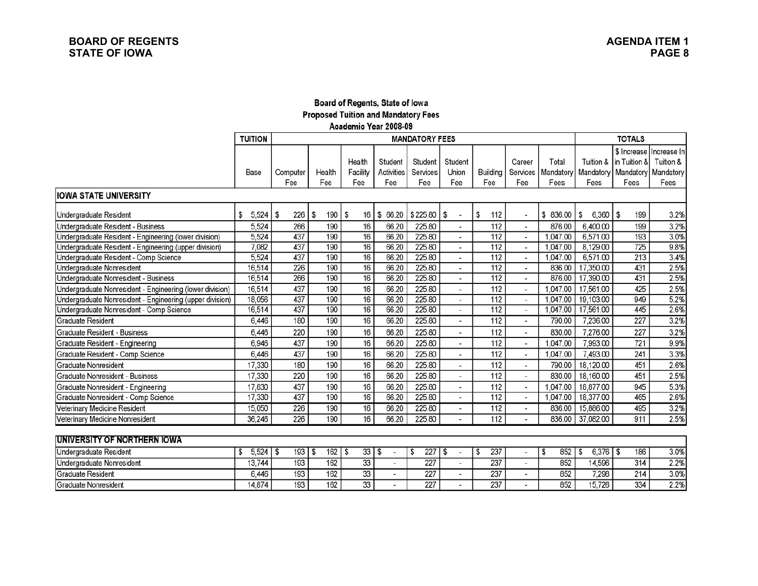**BOARD OF REGENTS**
**STATE OF IOWA**

**AGENDA ITEM 1**
**PAGE 8**

## Board of Regents, State of Iowa
## Proposed Tuition and Mandatory Fees
## Academic Year 2008-09

| | TUITION | MANDATORY FEES | | | | | | | | | TOTALS | | |
|---|---|---|---|---|---|---|---|---|---|---|---|---|---|
| | Base | Computer Fee | Health Fee | Health Facility Fee | Student Activities Fee | Student Services Fee | Student Union Fee | Building Fee | Career Services Fee | Total Mandatory Fees | Tuition & Mandatory Fees | $ Increase in Tuition & Mandatory Fees | Increase In Tuition & Mandatory Fees |
| **IOWA STATE UNIVERSITY** | | | | | | | | | | | | | |
| Undergraduate Resident | $ 5,524 | $ 226 | $ 190 | $ 16 | $ 66.20 | $ 225.80 | $ - | $ 112 | - | $ 836.00 | $ 6,360 | $ 199 | 3.2% |
| Undergraduate Resident - Business | 5,524 | 266 | 190 | 16 | 66.20 | 225.80 | - | 112 | - | 876.00 | 6,400.00 | 199 | 3.2% |
| Undergraduate Resident - Engineering (lower division) | 5,524 | 437 | 190 | 16 | 66.20 | 225.80 | - | 112 | - | 1,047.00 | 6,571.00 | 193 | 3.0% |
| Undergraduate Resident - Engineering (upper division) | 7,082 | 437 | 190 | 16 | 66.20 | 225.80 | - | 112 | - | 1,047.00 | 8,129.00 | 725 | 9.8% |
| Undergraduate Resident - Comp Science | 5,524 | 437 | 190 | 16 | 66.20 | 225.80 | - | 112 | - | 1,047.00 | 6,571.00 | 213 | 3.4% |
| Undergraduate Nonresident | 16,514 | 226 | 190 | 16 | 66.20 | 225.80 | - | 112 | - | 836.00 | 17,350.00 | 431 | 2.5% |
| Undergraduate Nonresident - Business | 16,514 | 266 | 190 | 16 | 66.20 | 225.80 | - | 112 | - | 876.00 | 17,390.00 | 431 | 2.5% |
| Undergraduate Nonresident - Engineering (lower division) | 16,514 | 437 | 190 | 16 | 66.20 | 225.80 | - | 112 | - | 1,047.00 | 17,561.00 | 425 | 2.5% |
| Undergraduate Nonresident - Engineering (upper division) | 18,056 | 437 | 190 | 16 | 66.20 | 225.80 | - | 112 | - | 1,047.00 | 19,103.00 | 949 | 5.2% |
| Undergraduate Nonresident - Comp Science | 16,514 | 437 | 190 | 16 | 66.20 | 225.80 | - | 112 | - | 1,047.00 | 17,561.00 | 445 | 2.6% |
| Graduate Resident | 6,446 | 180 | 190 | 16 | 66.20 | 225.80 | - | 112 | - | 790.00 | 7,236.00 | 227 | 3.2% |
| Graduate Resident - Business | 6,446 | 220 | 190 | 16 | 66.20 | 225.80 | - | 112 | - | 830.00 | 7,276.00 | 227 | 3.2% |
| Graduate Resident - Engineering | 6,946 | 437 | 190 | 16 | 66.20 | 225.80 | - | 112 | - | 1,047.00 | 7,993.00 | 721 | 9.9% |
| Graduate Resident - Comp Science | 6,446 | 437 | 190 | 16 | 66.20 | 225.80 | - | 112 | - | 1,047.00 | 7,493.00 | 241 | 3.3% |
| Graduate Nonresident | 17,330 | 180 | 190 | 16 | 66.20 | 225.80 | - | 112 | - | 790.00 | 18,120.00 | 451 | 2.6% |
| Graduate Nonresident - Business | 17,330 | 220 | 190 | 16 | 66.20 | 225.80 | - | 112 | - | 830.00 | 18,160.00 | 451 | 2.5% |
| Graduate Nonresident - Engineering | 17,830 | 437 | 190 | 16 | 66.20 | 225.80 | - | 112 | - | 1,047.00 | 18,877.00 | 945 | 5.3% |
| Graduate Nonresident - Comp Science | 17,330 | 437 | 190 | 16 | 66.20 | 225.80 | - | 112 | - | 1,047.00 | 18,377.00 | 465 | 2.6% |
| Veterinary Medicine Resident | 15,050 | 226 | 190 | 16 | 66.20 | 225.80 | - | 112 | - | 836.00 | 15,886.00 | 495 | 3.2% |
| Veterinary Medicine Nonresident | 36,246 | 226 | 190 | 16 | 66.20 | 225.80 | - | 112 | - | 836.00 | 37,082.00 | 911 | 2.5% |
| **UNIVERSITY OF NORTHERN IOWA** | | | | | | | | | | | | | |
| Undergraduate Resident | $ 5,524 | $ 193 | $ 162 | $ 33 | $ - | $ 227 | $ - | $ 237 | - | $ 852 | $ 6,376 | $ 186 | 3.0% |
| Undergraduate Nonresident | 13,744 | 193 | 162 | 33 | - | 227 | - | 237 | - | 852 | 14,596 | 314 | 2.2% |
| Graduate Resident | 6,446 | 193 | 162 | 33 | - | 227 | - | 237 | - | 852 | 7,298 | 214 | 3.0% |
| Graduate Nonresident | 14,874 | 193 | 162 | 33 | - | 227 | - | 237 | - | 852 | 15,726 | 334 | 2.2% |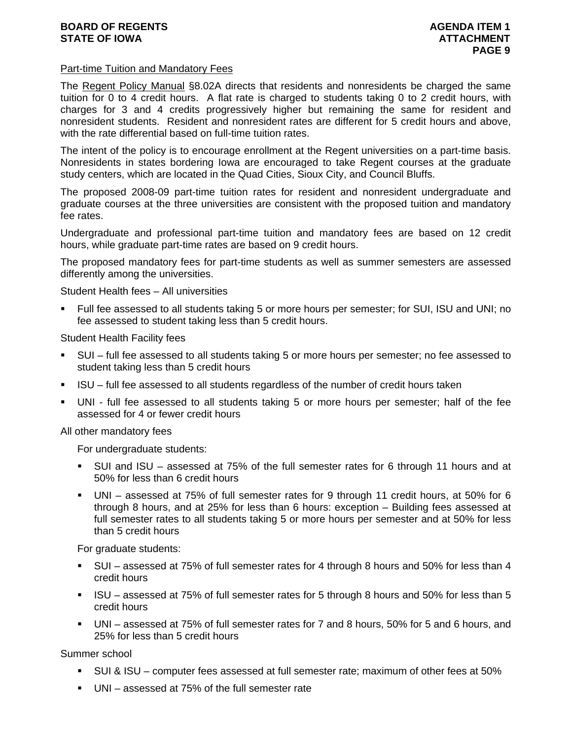## Part-time Tuition and Mandatory Fees

The Regent Policy Manual §8.02A directs that residents and nonresidents be charged the same tuition for 0 to 4 credit hours. A flat rate is charged to students taking 0 to 2 credit hours, with charges for 3 and 4 credits progressively higher but remaining the same for resident and nonresident students. Resident and nonresident rates are different for 5 credit hours and above, with the rate differential based on full-time tuition rates.

The intent of the policy is to encourage enrollment at the Regent universities on a part-time basis. Nonresidents in states bordering Iowa are encouraged to take Regent courses at the graduate study centers, which are located in the Quad Cities, Sioux City, and Council Bluffs.

The proposed 2008-09 part-time tuition rates for resident and nonresident undergraduate and graduate courses at the three universities are consistent with the proposed tuition and mandatory fee rates.

Undergraduate and professional part-time tuition and mandatory fees are based on 12 credit hours, while graduate part-time rates are based on 9 credit hours.

The proposed mandatory fees for part-time students as well as summer semesters are assessed differently among the universities.

Student Health fees – All universities

- Full fee assessed to all students taking 5 or more hours per semester; for SUI, ISU and UNI; no fee assessed to student taking less than 5 credit hours.

Student Health Facility fees

- SUI – full fee assessed to all students taking 5 or more hours per semester; no fee assessed to student taking less than 5 credit hours
- ISU – full fee assessed to all students regardless of the number of credit hours taken
- UNI - full fee assessed to all students taking 5 or more hours per semester; half of the fee assessed for 4 or fewer credit hours

All other mandatory fees

For undergraduate students:

- SUI and ISU – assessed at 75% of the full semester rates for 6 through 11 hours and at 50% for less than 6 credit hours
- UNI – assessed at 75% of full semester rates for 9 through 11 credit hours, at 50% for 6 through 8 hours, and at 25% for less than 6 hours: exception – Building fees assessed at full semester rates to all students taking 5 or more hours per semester and at 50% for less than 5 credit hours

For graduate students:

- SUI – assessed at 75% of full semester rates for 4 through 8 hours and 50% for less than 4 credit hours
- ISU – assessed at 75% of full semester rates for 5 through 8 hours and 50% for less than 5 credit hours
- UNI – assessed at 75% of full semester rates for 7 and 8 hours, 50% for 5 and 6 hours, and 25% for less than 5 credit hours

Summer school

- SUI & ISU – computer fees assessed at full semester rate; maximum of other fees at 50%
- UNI – assessed at 75% of the full semester rate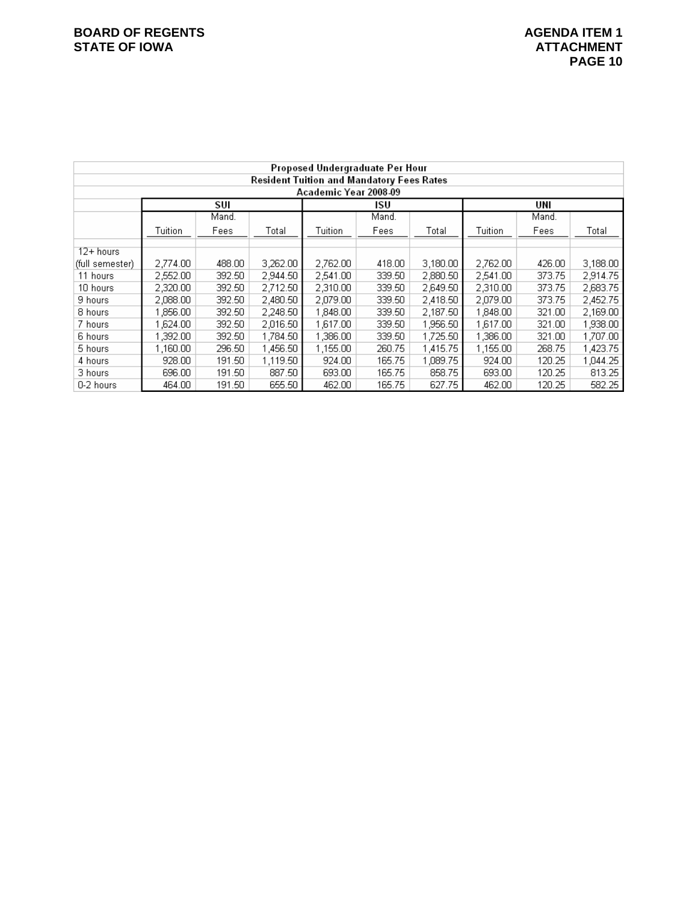**BOARD OF REGENTS**
**STATE OF IOWA**

**AGENDA ITEM 1**
**ATTACHMENT**

| Proposed Undergraduate Per Hour<br>Resident Tuition and Mandatory Fees Rates<br>Academic Year 2008-09 | | | | | | | | | |
|---|---|---|---|---|---|---|---|---|---|
| | SUI | | | ISU | | | UNI | | |
| | Tuition | Mand. Fees | Total | Tuition | Mand. Fees | Total | Tuition | Mand. Fees | Total |
| 12+ hours (full semester) | 2,774.00 | 488.00 | 3,262.00 | 2,762.00 | 418.00 | 3,180.00 | 2,762.00 | 426.00 | 3,188.00 |
| 11 hours | 2,552.00 | 392.50 | 2,944.50 | 2,541.00 | 339.50 | 2,880.50 | 2,541.00 | 373.75 | 2,914.75 |
| 10 hours | 2,320.00 | 392.50 | 2,712.50 | 2,310.00 | 339.50 | 2,649.50 | 2,310.00 | 373.75 | 2,683.75 |
| 9 hours | 2,088.00 | 392.50 | 2,480.50 | 2,079.00 | 339.50 | 2,418.50 | 2,079.00 | 373.75 | 2,452.75 |
| 8 hours | 1,856.00 | 392.50 | 2,248.50 | 1,848.00 | 339.50 | 2,187.50 | 1,848.00 | 321.00 | 2,169.00 |
| 7 hours | 1,624.00 | 392.50 | 2,016.50 | 1,617.00 | 339.50 | 1,956.50 | 1,617.00 | 321.00 | 1,938.00 |
| 6 hours | 1,392.00 | 392.50 | 1,784.50 | 1,386.00 | 339.50 | 1,725.50 | 1,386.00 | 321.00 | 1,707.00 |
| 5 hours | 1,160.00 | 296.50 | 1,456.50 | 1,155.00 | 260.75 | 1,415.75 | 1,155.00 | 268.75 | 1,423.75 |
| 4 hours | 928.00 | 191.50 | 1,119.50 | 924.00 | 165.75 | 1,089.75 | 924.00 | 120.25 | 1,044.25 |
| 3 hours | 696.00 | 191.50 | 887.50 | 693.00 | 165.75 | 858.75 | 693.00 | 120.25 | 813.25 |
| 0-2 hours | 464.00 | 191.50 | 655.50 | 462.00 | 165.75 | 627.75 | 462.00 | 120.25 | 582.25 |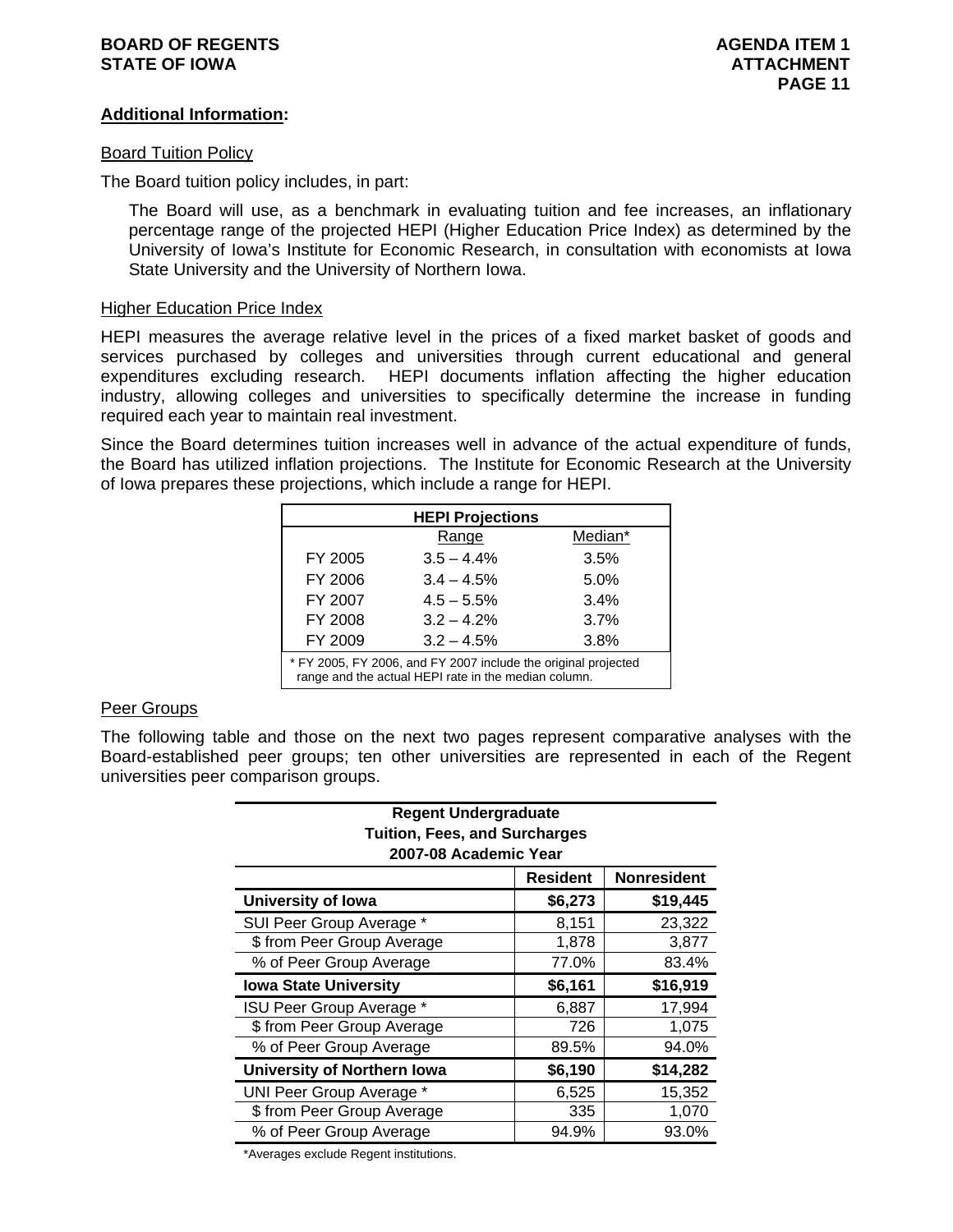**Additional Information:**

Board Tuition Policy

The Board tuition policy includes, in part:

> The Board will use, as a benchmark in evaluating tuition and fee increases, an inflationary percentage range of the projected HEPI (Higher Education Price Index) as determined by the University of Iowa's Institute for Economic Research, in consultation with economists at Iowa State University and the University of Northern Iowa.

Higher Education Price Index

HEPI measures the average relative level in the prices of a fixed market basket of goods and services purchased by colleges and universities through current educational and general expenditures excluding research. HEPI documents inflation affecting the higher education industry, allowing colleges and universities to specifically determine the increase in funding required each year to maintain real investment.

Since the Board determines tuition increases well in advance of the actual expenditure of funds, the Board has utilized inflation projections. The Institute for Economic Research at the University of Iowa prepares these projections, which include a range for HEPI.

| HEPI Projections | | |
|---|---|---|
| | Range | Median* |
| FY 2005 | 3.5 – 4.4% | 3.5% |
| FY 2006 | 3.4 – 4.5% | 5.0% |
| FY 2007 | 4.5 – 5.5% | 3.4% |
| FY 2008 | 3.2 – 4.2% | 3.7% |
| FY 2009 | 3.2 – 4.5% | 3.8% |

\* FY 2005, FY 2006, and FY 2007 include the original projected range and the actual HEPI rate in the median column.

Peer Groups

The following table and those on the next two pages represent comparative analyses with the Board-established peer groups; ten other universities are represented in each of the Regent universities peer comparison groups.

**Regent Undergraduate Tuition, Fees, and Surcharges 2007-08 Academic Year**

| | Resident | Nonresident |
|---|---|---|
| **University of Iowa** | **$6,273** | **$19,445** |
| SUI Peer Group Average * | 8,151 | 23,322 |
| $ from Peer Group Average | 1,878 | 3,877 |
| % of Peer Group Average | 77.0% | 83.4% |
| **Iowa State University** | **$6,161** | **$16,919** |
| ISU Peer Group Average * | 6,887 | 17,994 |
| $ from Peer Group Average | 726 | 1,075 |
| % of Peer Group Average | 89.5% | 94.0% |
| **University of Northern Iowa** | **$6,190** | **$14,282** |
| UNI Peer Group Average * | 6,525 | 15,352 |
| $ from Peer Group Average | 335 | 1,070 |
| % of Peer Group Average | 94.9% | 93.0% |

*Averages exclude Regent institutions.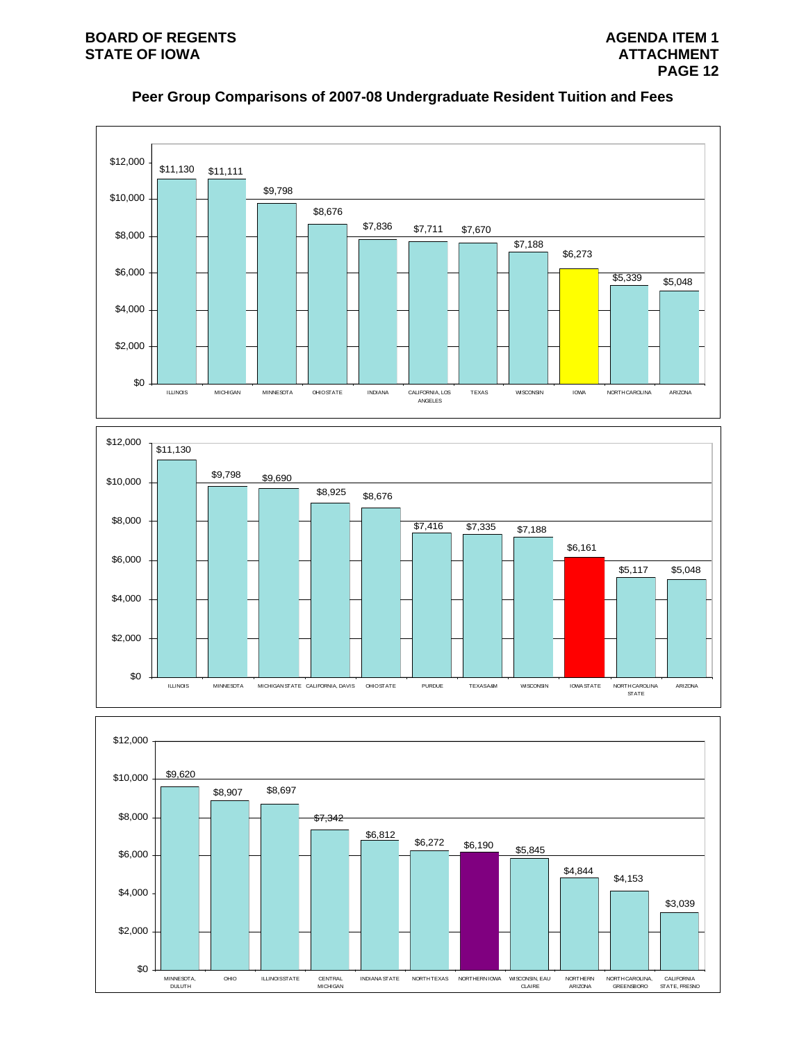# Peer Group Comparisons of 2007-08 Undergraduate Resident Tuition and Fees

| Institution | Tuition and Fees |
|---|---|
| ILLINOIS | $11,130 |
| MICHIGAN | $11,111 |
| MINNESOTA | $9,798 |
| OHIO STATE | $8,676 |
| INDIANA | $7,836 |
| CALIFORNIA, LOS ANGELES | $7,711 |
| TEXAS | $7,670 |
| WISCONSIN | $7,188 |
| IOWA | $6,273 |
| NORTH CAROLINA | $5,339 |
| ARIZONA | $5,048 |

| Institution | Tuition and Fees |
|---|---|
| ILLINOIS | $11,130 |
| MINNESOTA | $9,798 |
| MICHIGAN STATE | $9,690 |
| CALIFORNIA, DAVIS | $8,925 |
| OHIO STATE | $8,676 |
| PURDUE | $7,416 |
| TEXAS A&M | $7,335 |
| WISCONSIN | $7,188 |
| IOWA STATE | $6,161 |
| NORTH CAROLINA STATE | $5,117 |
| ARIZONA | $5,048 |

| Institution | Tuition and Fees |
|---|---|
| MINNESOTA, DULUTH | $9,620 |
| OHIO | $8,907 |
| ILLINOIS STATE | $8,697 |
| CENTRAL MICHIGAN | $7,342 |
| INDIANA STATE | $6,812 |
| NORTH TEXAS | $6,272 |
| NORTHERN IOWA | $6,190 |
| WISCONSIN, EAU CLAIRE | $5,845 |
| NORTHERN ARIZONA | $4,844 |
| NORTH CAROLINA, GREENSBORO | $4,153 |
| CALIFORNIA STATE, FRESNO | $3,039 |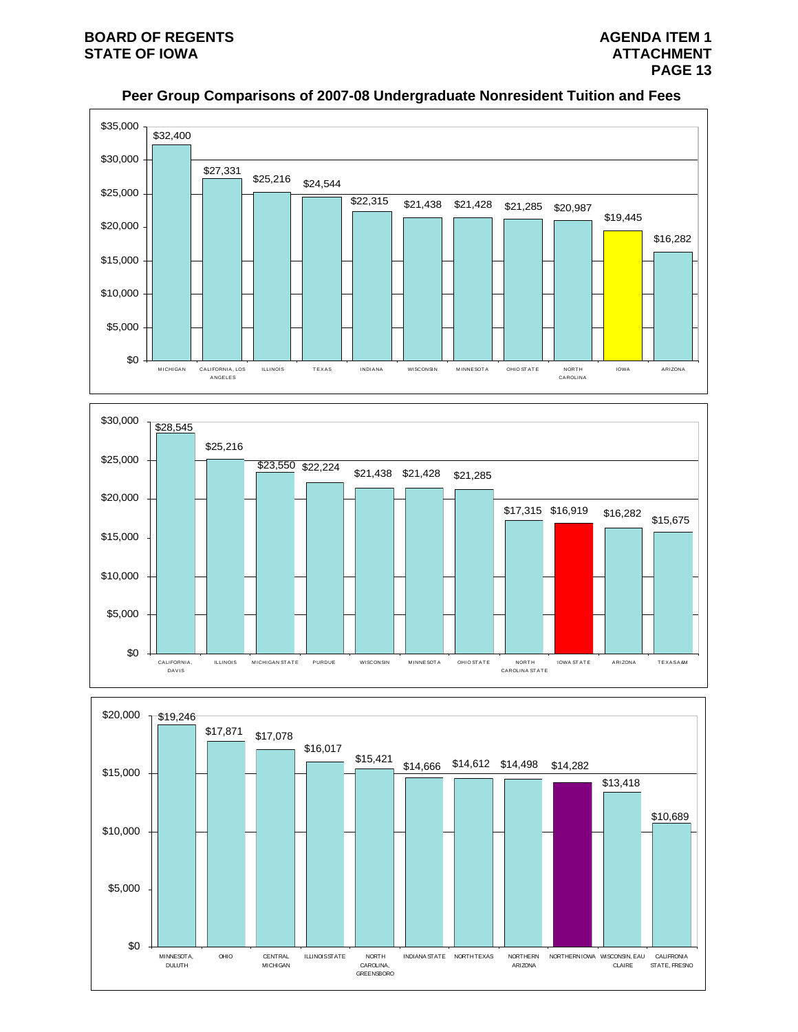# Peer Group Comparisons of 2007-08 Undergraduate Nonresident Tuition and Fees

| Institution | Tuition and Fees |
|---|---|
| MICHIGAN | $32,400 |
| CALIFORNIA, LOS ANGELES | $27,331 |
| ILLINOIS | $25,216 |
| TEXAS | $24,544 |
| INDIANA | $22,315 |
| WISCONSIN | $21,438 |
| MINNESOTA | $21,428 |
| OHIO STATE | $21,285 |
| NORTH CAROLINA | $20,987 |
| IOWA | $19,445 |
| ARIZONA | $16,282 |

| Institution | Tuition and Fees |
|---|---|
| CALIFORNIA, DAVIS | $28,545 |
| ILLINOIS | $25,216 |
| MICHIGAN STATE | $23,550 |
| PURDUE | $22,224 |
| WISCONSIN | $21,438 |
| MINNESOTA | $21,428 |
| OHIO STATE | $21,285 |
| NORTH CAROLINA STATE | $17,315 |
| IOWA STATE | $16,919 |
| ARIZONA | $16,282 |
| TEXAS A&M | $15,675 |

| Institution | Tuition and Fees |
|---|---|
| MINNESOTA, DULUTH | $19,246 |
| OHIO | $17,871 |
| CENTRAL MICHIGAN | $17,078 |
| ILLINOIS STATE | $16,017 |
| NORTH CAROLINA, GREENSBORO | $15,421 |
| INDIANA STATE | $14,666 |
| NORTH TEXAS | $14,612 |
| NORTHERN ARIZONA | $14,498 |
| NORTHERN IOWA | $14,282 |
| WISCONSIN, EAU CLAIRE | $13,418 |
| CALIFRONIA STATE, FRESNO | $10,689 |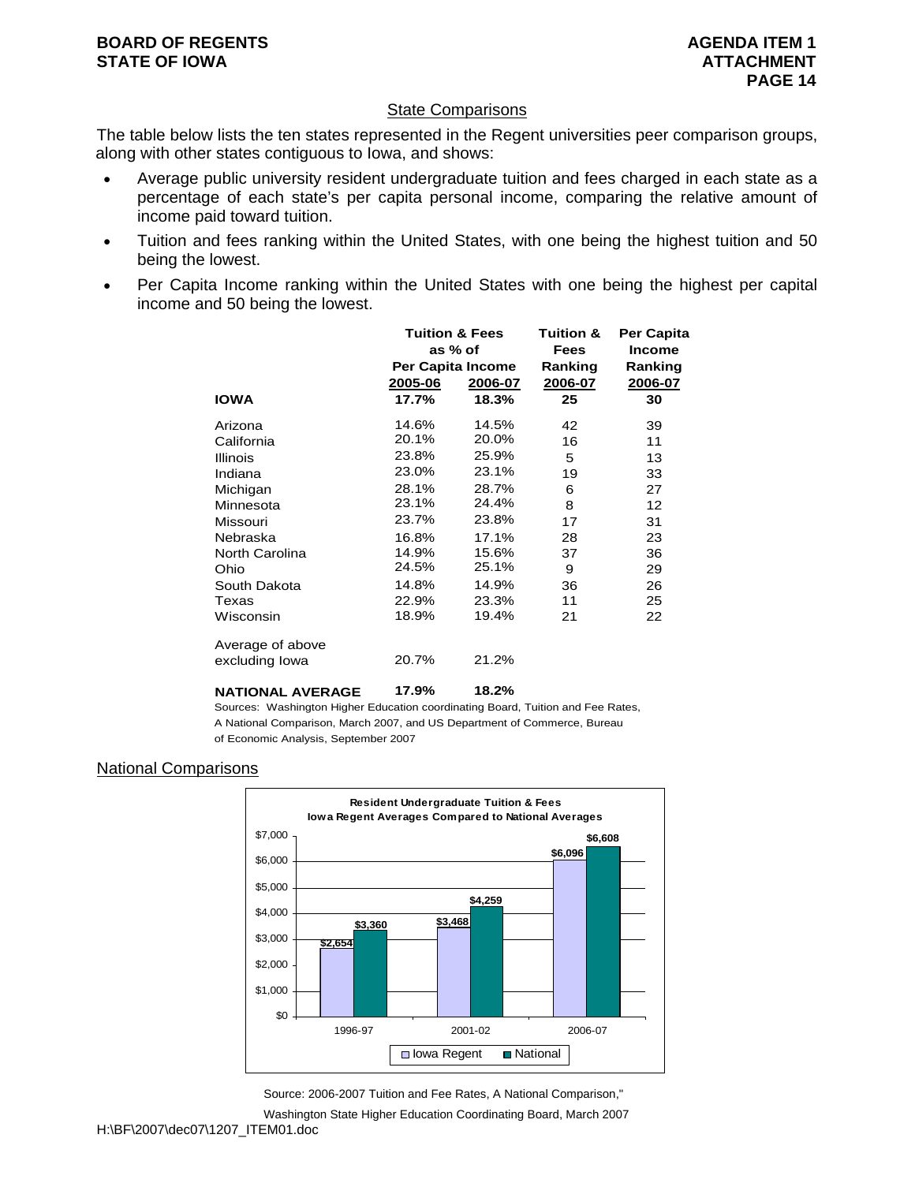## State Comparisons

The table below lists the ten states represented in the Regent universities peer comparison groups, along with other states contiguous to Iowa, and shows:

- Average public university resident undergraduate tuition and fees charged in each state as a percentage of each state's per capita personal income, comparing the relative amount of income paid toward tuition.
- Tuition and fees ranking within the United States, with one being the highest tuition and 50 being the lowest.
- Per Capita Income ranking within the United States with one being the highest per capital income and 50 being the lowest.

| | Tuition & Fees as % of Per Capita Income | | Tuition & Fees Ranking | Per Capita Income Ranking |
|---|---|---|---|---|
| | 2005-06 | 2006-07 | 2006-07 | 2006-07 |
| **IOWA** | **17.7%** | **18.3%** | **25** | **30** |
| Arizona | 14.6% | 14.5% | 42 | 39 |
| California | 20.1% | 20.0% | 16 | 11 |
| Illinois | 23.8% | 25.9% | 5 | 13 |
| Indiana | 23.0% | 23.1% | 19 | 33 |
| Michigan | 28.1% | 28.7% | 6 | 27 |
| Minnesota | 23.1% | 24.4% | 8 | 12 |
| Missouri | 23.7% | 23.8% | 17 | 31 |
| Nebraska | 16.8% | 17.1% | 28 | 23 |
| North Carolina | 14.9% | 15.6% | 37 | 36 |
| Ohio | 24.5% | 25.1% | 9 | 29 |
| South Dakota | 14.8% | 14.9% | 36 | 26 |
| Texas | 22.9% | 23.3% | 11 | 25 |
| Wisconsin | 18.9% | 19.4% | 21 | 22 |
| Average of above excluding Iowa | 20.7% | 21.2% | | |
| **NATIONAL AVERAGE** | **17.9%** | **18.2%** | | |

Sources: Washington Higher Education coordinating Board, Tuition and Fee Rates, A National Comparison, March 2007, and US Department of Commerce, Bureau of Economic Analysis, September 2007

## National Comparisons

Resident Undergraduate Tuition & Fees
Iowa Regent Averages Compared to National Averages

$7,000
$6,000
$5,000
$4,000
$3,000
$2,000
$1,000
$0

1996-97: $2,654, $3,360
2001-02: $3,468, $4,259
2006-07: $6,096, $6,608

Iowa Regent
National

Source: 2006-2007 Tuition and Fee Rates, A National Comparison," Washington State Higher Education Coordinating Board, March 2007